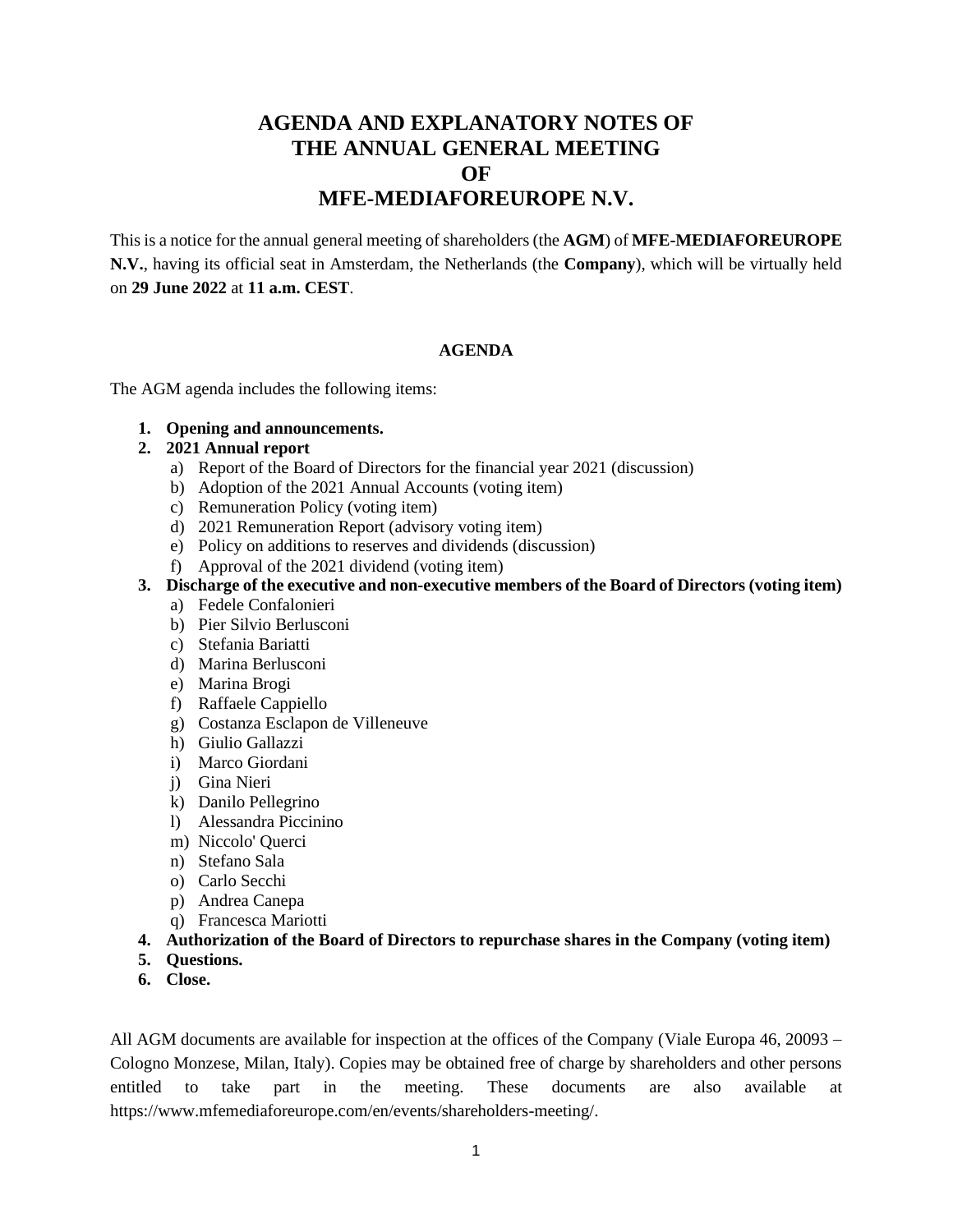# AGENDA AND EXPLANATORY NOTES OF THE ANNUAL GENERAL MEETING OF MFE-MEDIAFOREUROPE N.V.

This is a notice for the annual general meeting of shareholders (the **AGM**) of **MFE-MEDIAFOREUROPE N.V.**, having its official seat in Amsterdam, the Netherlands (the **Company**), which will be virtually held on **29 June 2022** at **11 a.m. CEST**.

## AGENDA

The AGM agenda includes the following items:

1. **Opening and announcements.**
2. **2021 Annual report**
   a) Report of the Board of Directors for the financial year 2021 (discussion)
   b) Adoption of the 2021 Annual Accounts (voting item)
   c) Remuneration Policy (voting item)
   d) 2021 Remuneration Report (advisory voting item)
   e) Policy on additions to reserves and dividends (discussion)
   f) Approval of the 2021 dividend (voting item)
3. **Discharge of the executive and non-executive members of the Board of Directors (voting item)**
   a) Fedele Confalonieri
   b) Pier Silvio Berlusconi
   c) Stefania Bariatti
   d) Marina Berlusconi
   e) Marina Brogi
   f) Raffaele Cappiello
   g) Costanza Esclapon de Villeneuve
   h) Giulio Gallazzi
   i) Marco Giordani
   j) Gina Nieri
   k) Danilo Pellegrino
   l) Alessandra Piccinino
   m) Niccolo' Querci
   n) Stefano Sala
   o) Carlo Secchi
   p) Andrea Canepa
   q) Francesca Mariotti
4. **Authorization of the Board of Directors to repurchase shares in the Company (voting item)**
5. **Questions.**
6. **Close.**

All AGM documents are available for inspection at the offices of the Company (Viale Europa 46, 20093 – Cologno Monzese, Milan, Italy). Copies may be obtained free of charge by shareholders and other persons entitled to take part in the meeting. These documents are also available at https://www.mfemediaforeurope.com/en/events/shareholders-meeting/.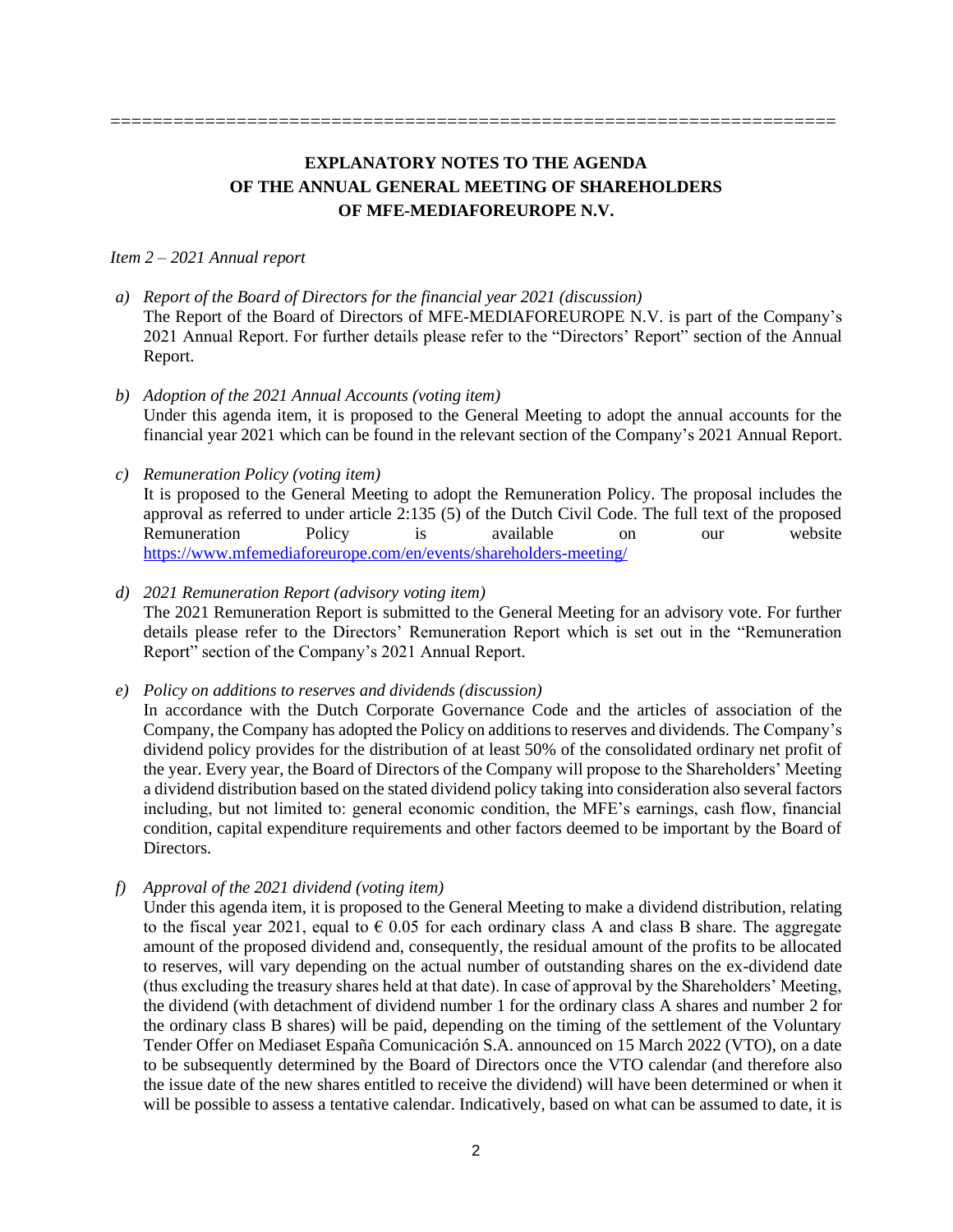======================================================================

# EXPLANATORY NOTES TO THE AGENDA OF THE ANNUAL GENERAL MEETING OF SHAREHOLDERS OF MFE-MEDIAFOREUROPE N.V.

*Item 2 – 2021 Annual report*

a) *Report of the Board of Directors for the financial year 2021 (discussion)*
The Report of the Board of Directors of MFE-MEDIAFOREUROPE N.V. is part of the Company's 2021 Annual Report. For further details please refer to the "Directors' Report" section of the Annual Report.

b) *Adoption of the 2021 Annual Accounts (voting item)*
Under this agenda item, it is proposed to the General Meeting to adopt the annual accounts for the financial year 2021 which can be found in the relevant section of the Company's 2021 Annual Report.

c) *Remuneration Policy (voting item)*
It is proposed to the General Meeting to adopt the Remuneration Policy. The proposal includes the approval as referred to under article 2:135 (5) of the Dutch Civil Code. The full text of the proposed Remuneration Policy is available on our website https://www.mfemediaforeurope.com/en/events/shareholders-meeting/

d) *2021 Remuneration Report (advisory voting item)*
The 2021 Remuneration Report is submitted to the General Meeting for an advisory vote. For further details please refer to the Directors' Remuneration Report which is set out in the "Remuneration Report" section of the Company's 2021 Annual Report.

e) *Policy on additions to reserves and dividends (discussion)*
In accordance with the Dutch Corporate Governance Code and the articles of association of the Company, the Company has adopted the Policy on additions to reserves and dividends. The Company's dividend policy provides for the distribution of at least 50% of the consolidated ordinary net profit of the year. Every year, the Board of Directors of the Company will propose to the Shareholders' Meeting a dividend distribution based on the stated dividend policy taking into consideration also several factors including, but not limited to: general economic condition, the MFE's earnings, cash flow, financial condition, capital expenditure requirements and other factors deemed to be important by the Board of Directors.

f) *Approval of the 2021 dividend (voting item)*
Under this agenda item, it is proposed to the General Meeting to make a dividend distribution, relating to the fiscal year 2021, equal to € 0.05 for each ordinary class A and class B share. The aggregate amount of the proposed dividend and, consequently, the residual amount of the profits to be allocated to reserves, will vary depending on the actual number of outstanding shares on the ex-dividend date (thus excluding the treasury shares held at that date). In case of approval by the Shareholders' Meeting, the dividend (with detachment of dividend number 1 for the ordinary class A shares and number 2 for the ordinary class B shares) will be paid, depending on the timing of the settlement of the Voluntary Tender Offer on Mediaset España Comunicación S.A. announced on 15 March 2022 (VTO), on a date to be subsequently determined by the Board of Directors once the VTO calendar (and therefore also the issue date of the new shares entitled to receive the dividend) will have been determined or when it will be possible to assess a tentative calendar. Indicatively, based on what can be assumed to date, it is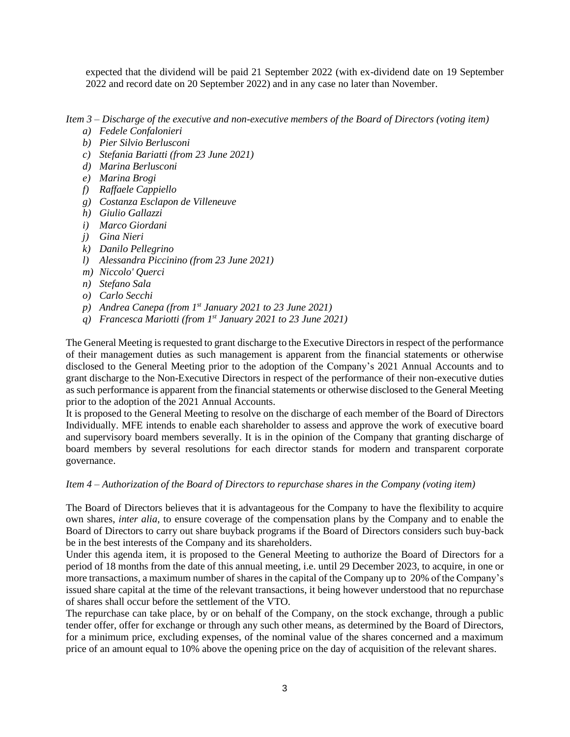expected that the dividend will be paid 21 September 2022 (with ex-dividend date on 19 September 2022 and record date on 20 September 2022) and in any case no later than November.

*Item 3 – Discharge of the executive and non-executive members of the Board of Directors (voting item)*

- *a) Fedele Confalonieri*
- *b) Pier Silvio Berlusconi*
- *c) Stefania Bariatti (from 23 June 2021)*
- *d) Marina Berlusconi*
- *e) Marina Brogi*
- *f) Raffaele Cappiello*
- *g) Costanza Esclapon de Villeneuve*
- *h) Giulio Gallazzi*
- *i) Marco Giordani*
- *j) Gina Nieri*
- *k) Danilo Pellegrino*
- *l) Alessandra Piccinino (from 23 June 2021)*
- *m) Niccolo' Querci*
- *n) Stefano Sala*
- *o) Carlo Secchi*
- *p) Andrea Canepa (from 1st January 2021 to 23 June 2021)*
- *q) Francesca Mariotti (from 1st January 2021 to 23 June 2021)*

The General Meeting is requested to grant discharge to the Executive Directors in respect of the performance of their management duties as such management is apparent from the financial statements or otherwise disclosed to the General Meeting prior to the adoption of the Company's 2021 Annual Accounts and to grant discharge to the Non-Executive Directors in respect of the performance of their non-executive duties as such performance is apparent from the financial statements or otherwise disclosed to the General Meeting prior to the adoption of the 2021 Annual Accounts.

It is proposed to the General Meeting to resolve on the discharge of each member of the Board of Directors Individually. MFE intends to enable each shareholder to assess and approve the work of executive board and supervisory board members severally. It is in the opinion of the Company that granting discharge of board members by several resolutions for each director stands for modern and transparent corporate governance.

*Item 4 – Authorization of the Board of Directors to repurchase shares in the Company (voting item)*

The Board of Directors believes that it is advantageous for the Company to have the flexibility to acquire own shares, *inter alia*, to ensure coverage of the compensation plans by the Company and to enable the Board of Directors to carry out share buyback programs if the Board of Directors considers such buy-back be in the best interests of the Company and its shareholders.

Under this agenda item, it is proposed to the General Meeting to authorize the Board of Directors for a period of 18 months from the date of this annual meeting, i.e. until 29 December 2023, to acquire, in one or more transactions, a maximum number of shares in the capital of the Company up to 20% of the Company's issued share capital at the time of the relevant transactions, it being however understood that no repurchase of shares shall occur before the settlement of the VTO.

The repurchase can take place, by or on behalf of the Company, on the stock exchange, through a public tender offer, offer for exchange or through any such other means, as determined by the Board of Directors, for a minimum price, excluding expenses, of the nominal value of the shares concerned and a maximum price of an amount equal to 10% above the opening price on the day of acquisition of the relevant shares.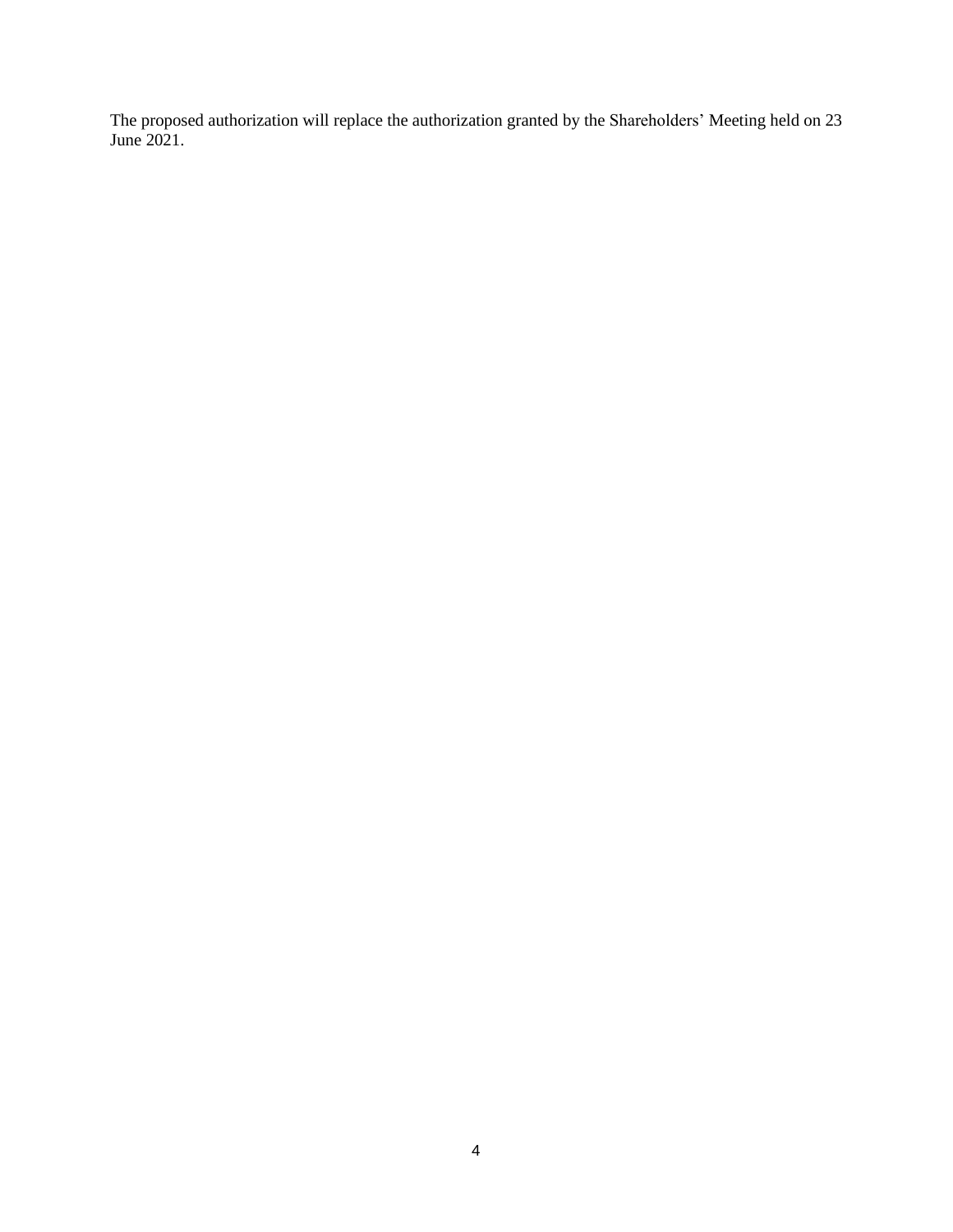The proposed authorization will replace the authorization granted by the Shareholders' Meeting held on 23 June 2021.